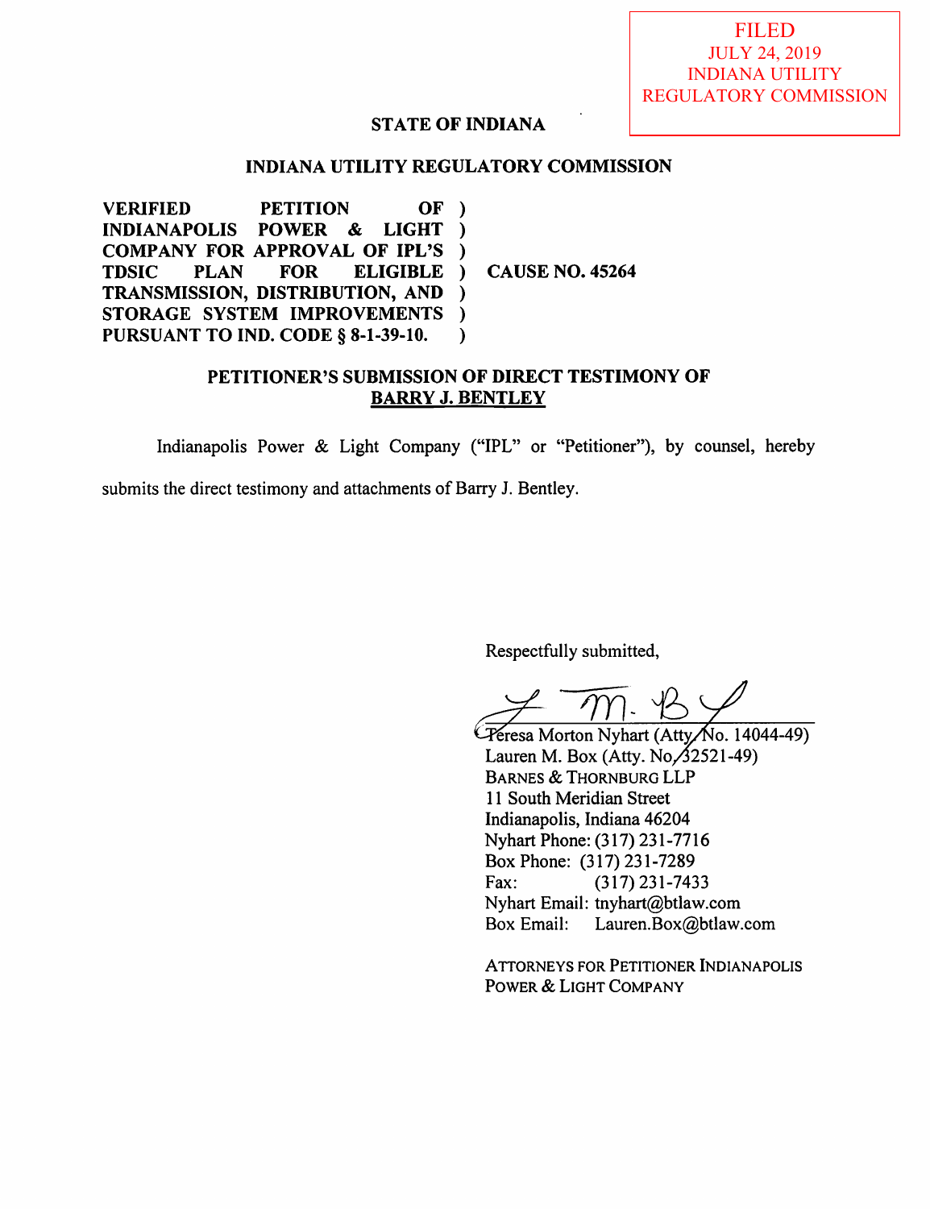FILED
JULY 24, 2019
INDIANA UTILITY
REGULATORY COMMISSION

**STATE OF INDIANA**

**INDIANA UTILITY REGULATORY COMMISSION**

| | | |
|---|---|---|
| **VERIFIED PETITION OF INDIANAPOLIS POWER & LIGHT COMPANY FOR APPROVAL OF IPL'S TDSIC PLAN FOR ELIGIBLE TRANSMISSION, DISTRIBUTION, AND STORAGE SYSTEM IMPROVEMENTS PURSUANT TO IND. CODE § 8-1-39-10.** | ) | **CAUSE NO. 45264** |

**PETITIONER'S SUBMISSION OF DIRECT TESTIMONY OF BARRY J. BENTLEY**

Indianapolis Power & Light Company ("IPL" or "Petitioner"), by counsel, hereby submits the direct testimony and attachments of Barry J. Bentley.

Respectfully submitted,

Teresa Morton Nyhart (Atty. No. 14044-49)
Lauren M. Box (Atty. No. 32521-49)
BARNES & THORNBURG LLP
11 South Meridian Street
Indianapolis, Indiana 46204
Nyhart Phone: (317) 231-7716
Box Phone: (317) 231-7289
Fax: (317) 231-7433
Nyhart Email: tnyhart@btlaw.com
Box Email: Lauren.Box@btlaw.com

ATTORNEYS FOR PETITIONER INDIANAPOLIS POWER & LIGHT COMPANY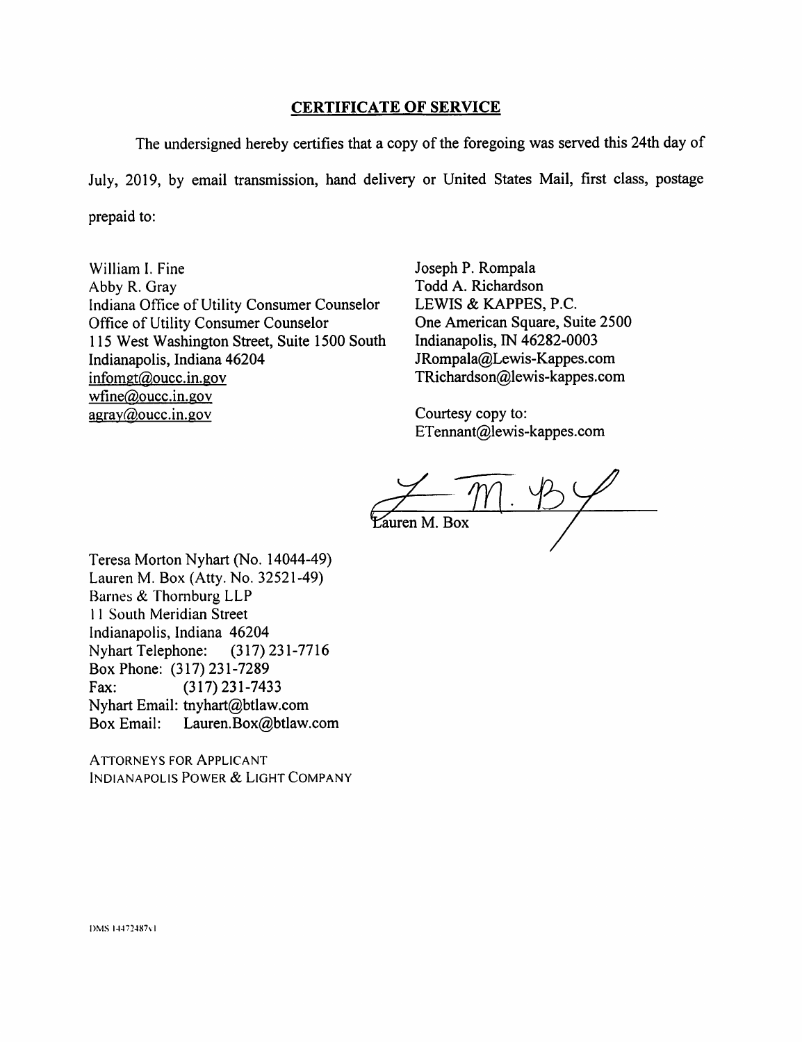## CERTIFICATE OF SERVICE

The undersigned hereby certifies that a copy of the foregoing was served this 24th day of July, 2019, by email transmission, hand delivery or United States Mail, first class, postage prepaid to:

William I. Fine
Abby R. Gray
Indiana Office of Utility Consumer Counselor
Office of Utility Consumer Counselor
115 West Washington Street, Suite 1500 South
Indianapolis, Indiana 46204
infomgt@oucc.in.gov
wfine@oucc.in.gov
agray@oucc.in.gov

Joseph P. Rompala
Todd A. Richardson
LEWIS & KAPPES, P.C.
One American Square, Suite 2500
Indianapolis, IN 46282-0003
JRompala@Lewis-Kappes.com
TRichardson@lewis-kappes.com

Courtesy copy to:
ETennant@lewis-kappes.com

Lauren M. Box

Teresa Morton Nyhart (No. 14044-49)
Lauren M. Box (Atty. No. 32521-49)
Barnes & Thornburg LLP
11 South Meridian Street
Indianapolis, Indiana 46204
Nyhart Telephone: (317) 231-7716
Box Phone: (317) 231-7289
Fax: (317) 231-7433
Nyhart Email: tnyhart@btlaw.com
Box Email: Lauren.Box@btlaw.com

ATTORNEYS FOR APPLICANT
INDIANAPOLIS POWER & LIGHT COMPANY

DMS 14472487v1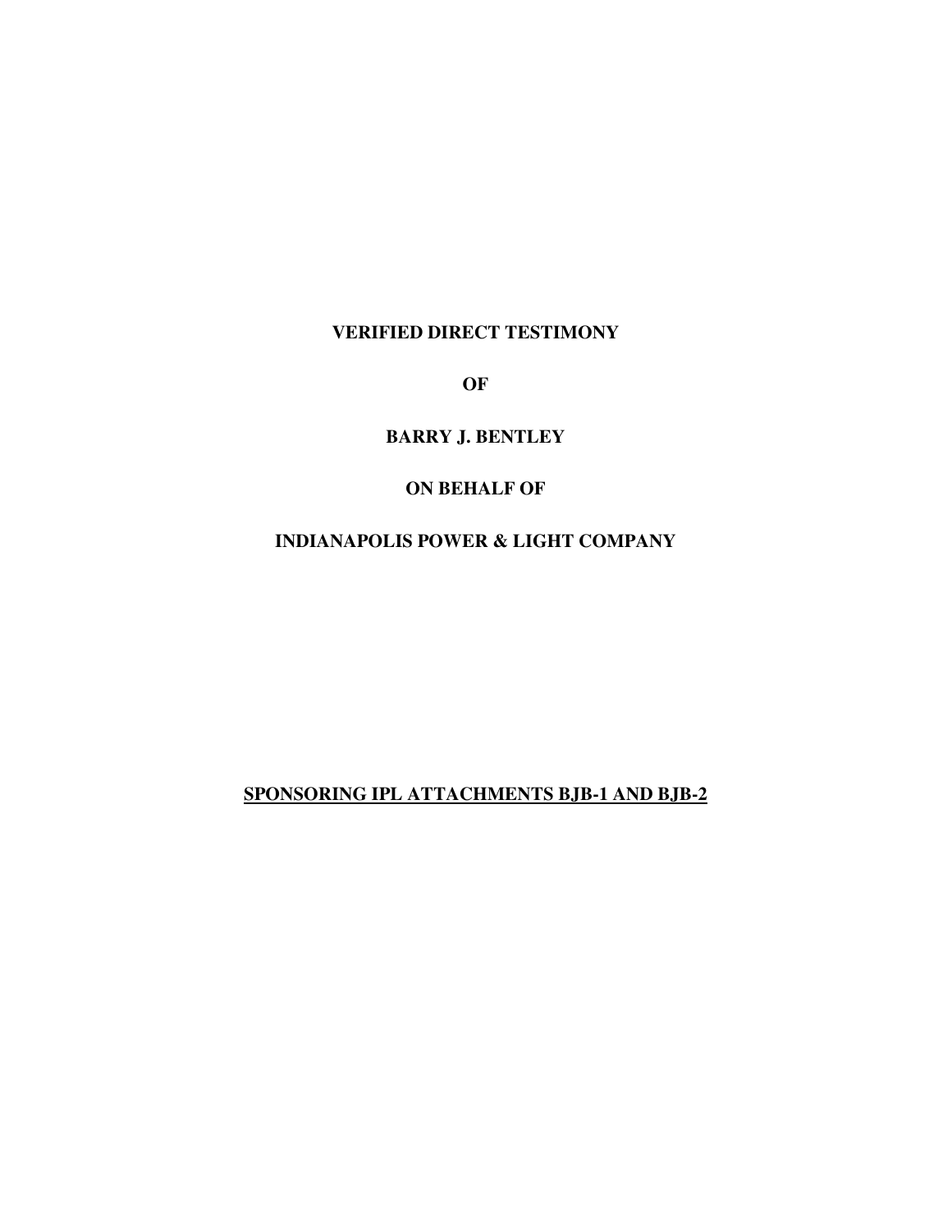**VERIFIED DIRECT TESTIMONY**

**OF**

**BARRY J. BENTLEY**

**ON BEHALF OF**

**INDIANAPOLIS POWER & LIGHT COMPANY**

**SPONSORING IPL ATTACHMENTS BJB-1 AND BJB-2**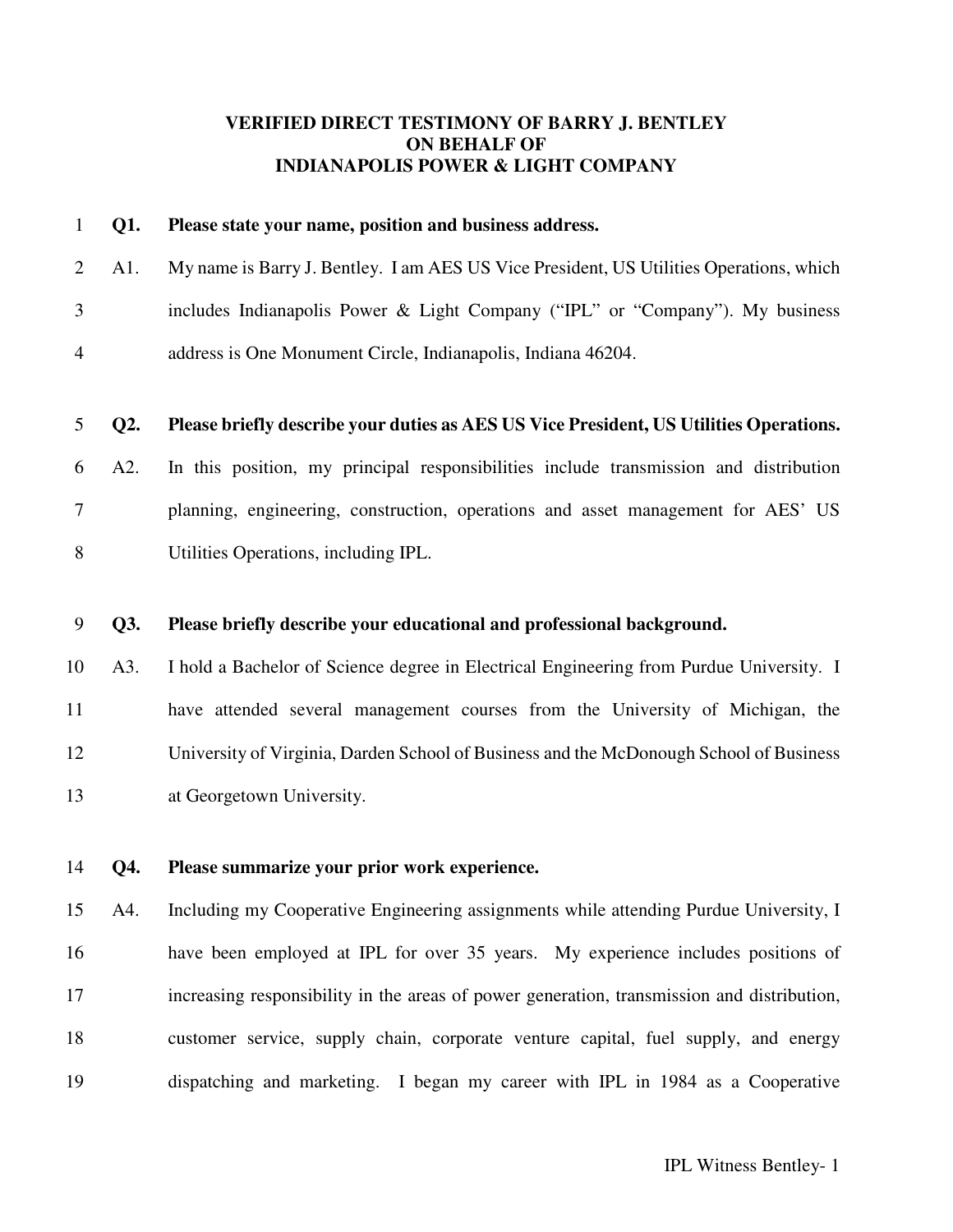**VERIFIED DIRECT TESTIMONY OF BARRY J. BENTLEY**
**ON BEHALF OF**
**INDIANAPOLIS POWER & LIGHT COMPANY**

**Q1. Please state your name, position and business address.**

A1. My name is Barry J. Bentley. I am AES US Vice President, US Utilities Operations, which includes Indianapolis Power & Light Company ("IPL" or "Company"). My business address is One Monument Circle, Indianapolis, Indiana 46204.

**Q2. Please briefly describe your duties as AES US Vice President, US Utilities Operations.**

A2. In this position, my principal responsibilities include transmission and distribution planning, engineering, construction, operations and asset management for AES' US Utilities Operations, including IPL.

**Q3. Please briefly describe your educational and professional background.**

A3. I hold a Bachelor of Science degree in Electrical Engineering from Purdue University. I have attended several management courses from the University of Michigan, the University of Virginia, Darden School of Business and the McDonough School of Business at Georgetown University.

**Q4. Please summarize your prior work experience.**

A4. Including my Cooperative Engineering assignments while attending Purdue University, I have been employed at IPL for over 35 years. My experience includes positions of increasing responsibility in the areas of power generation, transmission and distribution, customer service, supply chain, corporate venture capital, fuel supply, and energy dispatching and marketing. I began my career with IPL in 1984 as a Cooperative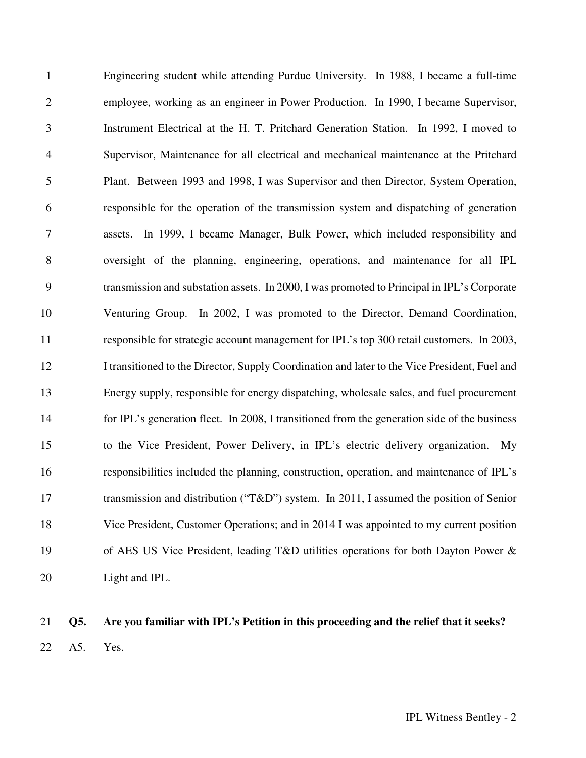Engineering student while attending Purdue University. In 1988, I became a full-time employee, working as an engineer in Power Production. In 1990, I became Supervisor, Instrument Electrical at the H. T. Pritchard Generation Station. In 1992, I moved to Supervisor, Maintenance for all electrical and mechanical maintenance at the Pritchard Plant. Between 1993 and 1998, I was Supervisor and then Director, System Operation, responsible for the operation of the transmission system and dispatching of generation assets. In 1999, I became Manager, Bulk Power, which included responsibility and oversight of the planning, engineering, operations, and maintenance for all IPL transmission and substation assets. In 2000, I was promoted to Principal in IPL's Corporate Venturing Group. In 2002, I was promoted to the Director, Demand Coordination, responsible for strategic account management for IPL's top 300 retail customers. In 2003, I transitioned to the Director, Supply Coordination and later to the Vice President, Fuel and Energy supply, responsible for energy dispatching, wholesale sales, and fuel procurement for IPL's generation fleet. In 2008, I transitioned from the generation side of the business to the Vice President, Power Delivery, in IPL's electric delivery organization. My responsibilities included the planning, construction, operation, and maintenance of IPL's transmission and distribution ("T&D") system. In 2011, I assumed the position of Senior Vice President, Customer Operations; and in 2014 I was appointed to my current position of AES US Vice President, leading T&D utilities operations for both Dayton Power & Light and IPL.

**Q5. Are you familiar with IPL's Petition in this proceeding and the relief that it seeks?**

A5. Yes.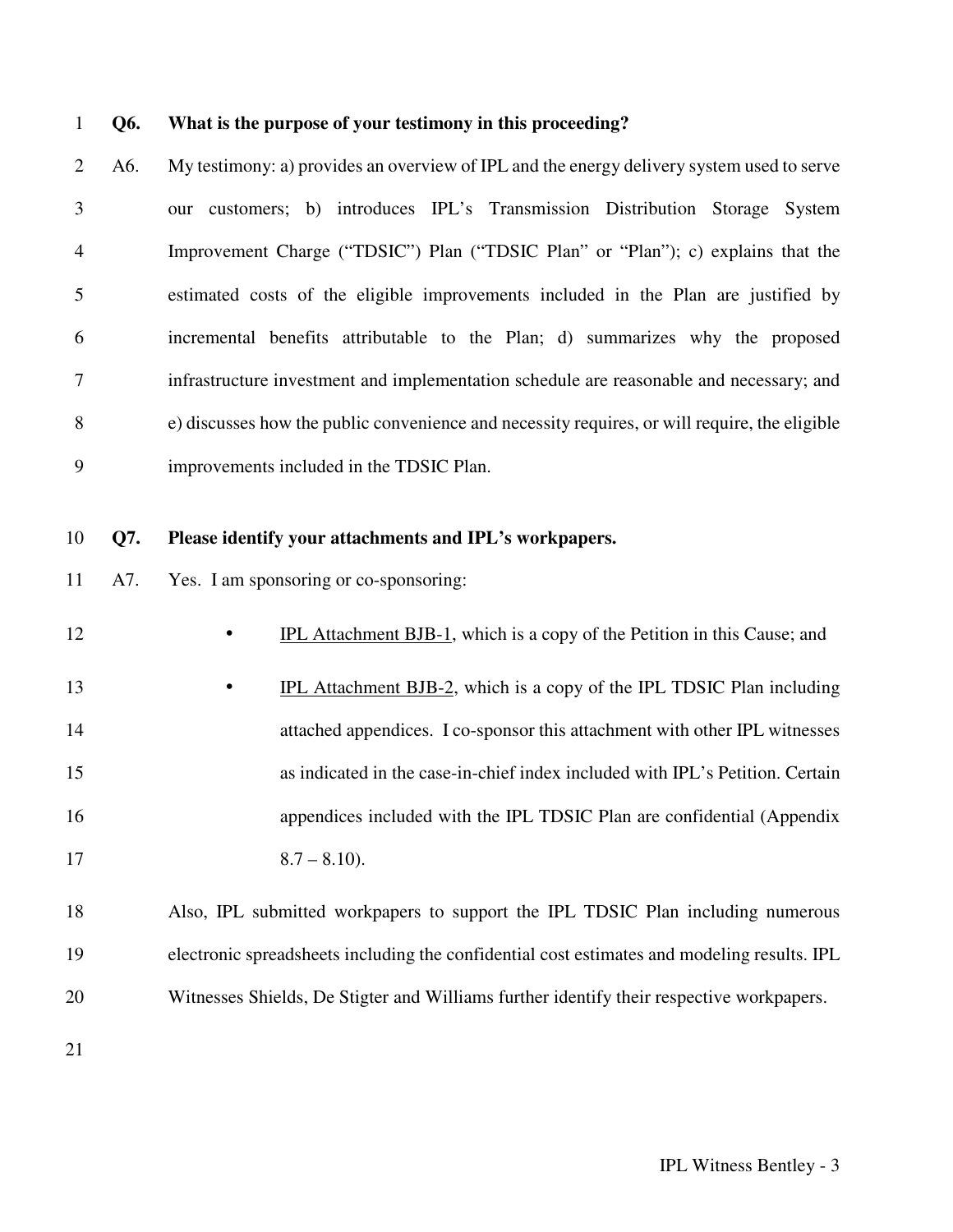**Q6. What is the purpose of your testimony in this proceeding?**

A6. My testimony: a) provides an overview of IPL and the energy delivery system used to serve our customers; b) introduces IPL's Transmission Distribution Storage System Improvement Charge ("TDSIC") Plan ("TDSIC Plan" or "Plan"); c) explains that the estimated costs of the eligible improvements included in the Plan are justified by incremental benefits attributable to the Plan; d) summarizes why the proposed infrastructure investment and implementation schedule are reasonable and necessary; and e) discusses how the public convenience and necessity requires, or will require, the eligible improvements included in the TDSIC Plan.

**Q7. Please identify your attachments and IPL's workpapers.**

A7. Yes. I am sponsoring or co-sponsoring:

- IPL Attachment BJB-1, which is a copy of the Petition in this Cause; and
- IPL Attachment BJB-2, which is a copy of the IPL TDSIC Plan including attached appendices. I co-sponsor this attachment with other IPL witnesses as indicated in the case-in-chief index included with IPL's Petition. Certain appendices included with the IPL TDSIC Plan are confidential (Appendix 8.7 – 8.10).

Also, IPL submitted workpapers to support the IPL TDSIC Plan including numerous electronic spreadsheets including the confidential cost estimates and modeling results. IPL Witnesses Shields, De Stigter and Williams further identify their respective workpapers.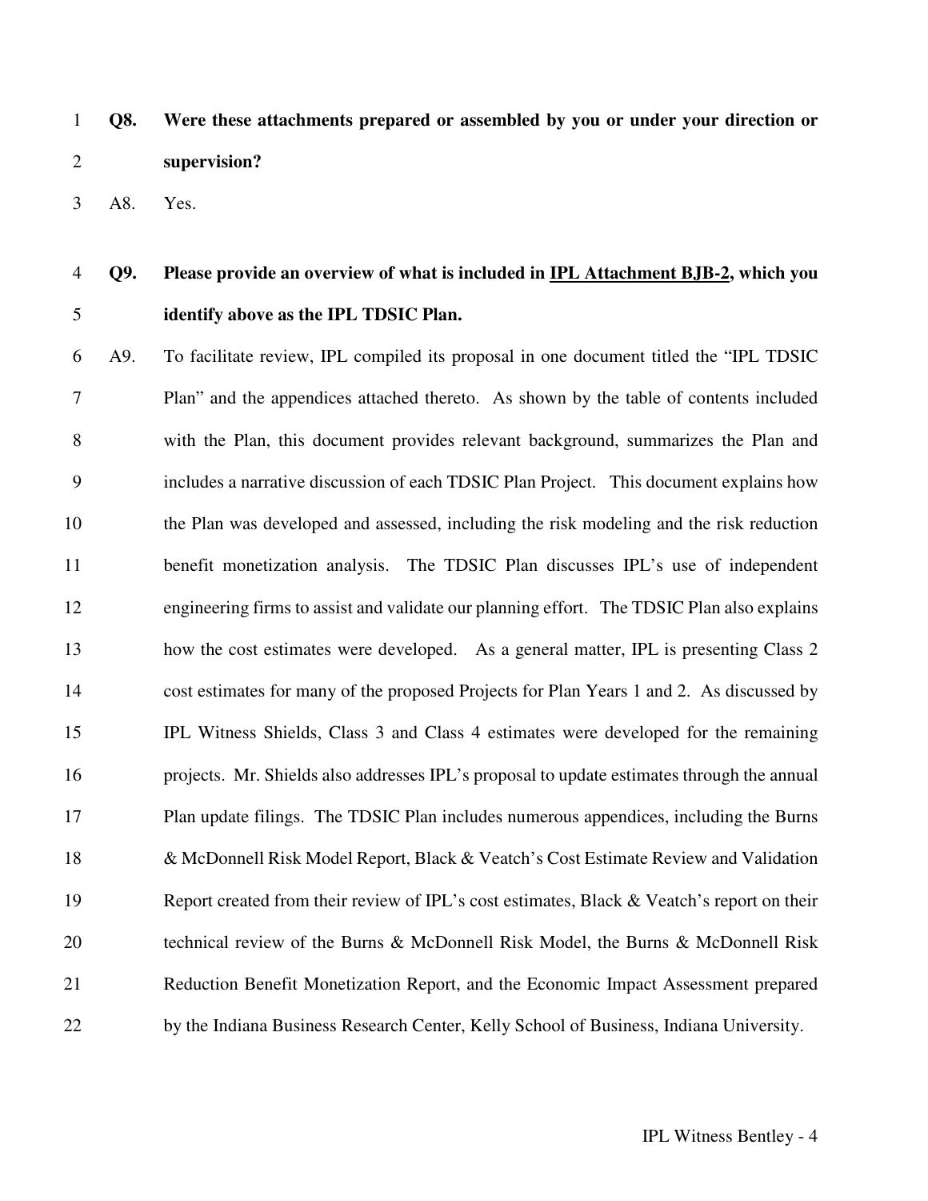**Q8. Were these attachments prepared or assembled by you or under your direction or supervision?**

A8. Yes.

**Q9. Please provide an overview of what is included in <u>IPL Attachment BJB-2</u>, which you identify above as the IPL TDSIC Plan.**

A9. To facilitate review, IPL compiled its proposal in one document titled the "IPL TDSIC Plan" and the appendices attached thereto. As shown by the table of contents included with the Plan, this document provides relevant background, summarizes the Plan and includes a narrative discussion of each TDSIC Plan Project. This document explains how the Plan was developed and assessed, including the risk modeling and the risk reduction benefit monetization analysis. The TDSIC Plan discusses IPL's use of independent engineering firms to assist and validate our planning effort. The TDSIC Plan also explains how the cost estimates were developed. As a general matter, IPL is presenting Class 2 cost estimates for many of the proposed Projects for Plan Years 1 and 2. As discussed by IPL Witness Shields, Class 3 and Class 4 estimates were developed for the remaining projects. Mr. Shields also addresses IPL's proposal to update estimates through the annual Plan update filings. The TDSIC Plan includes numerous appendices, including the Burns & McDonnell Risk Model Report, Black & Veatch's Cost Estimate Review and Validation Report created from their review of IPL's cost estimates, Black & Veatch's report on their technical review of the Burns & McDonnell Risk Model, the Burns & McDonnell Risk Reduction Benefit Monetization Report, and the Economic Impact Assessment prepared by the Indiana Business Research Center, Kelly School of Business, Indiana University.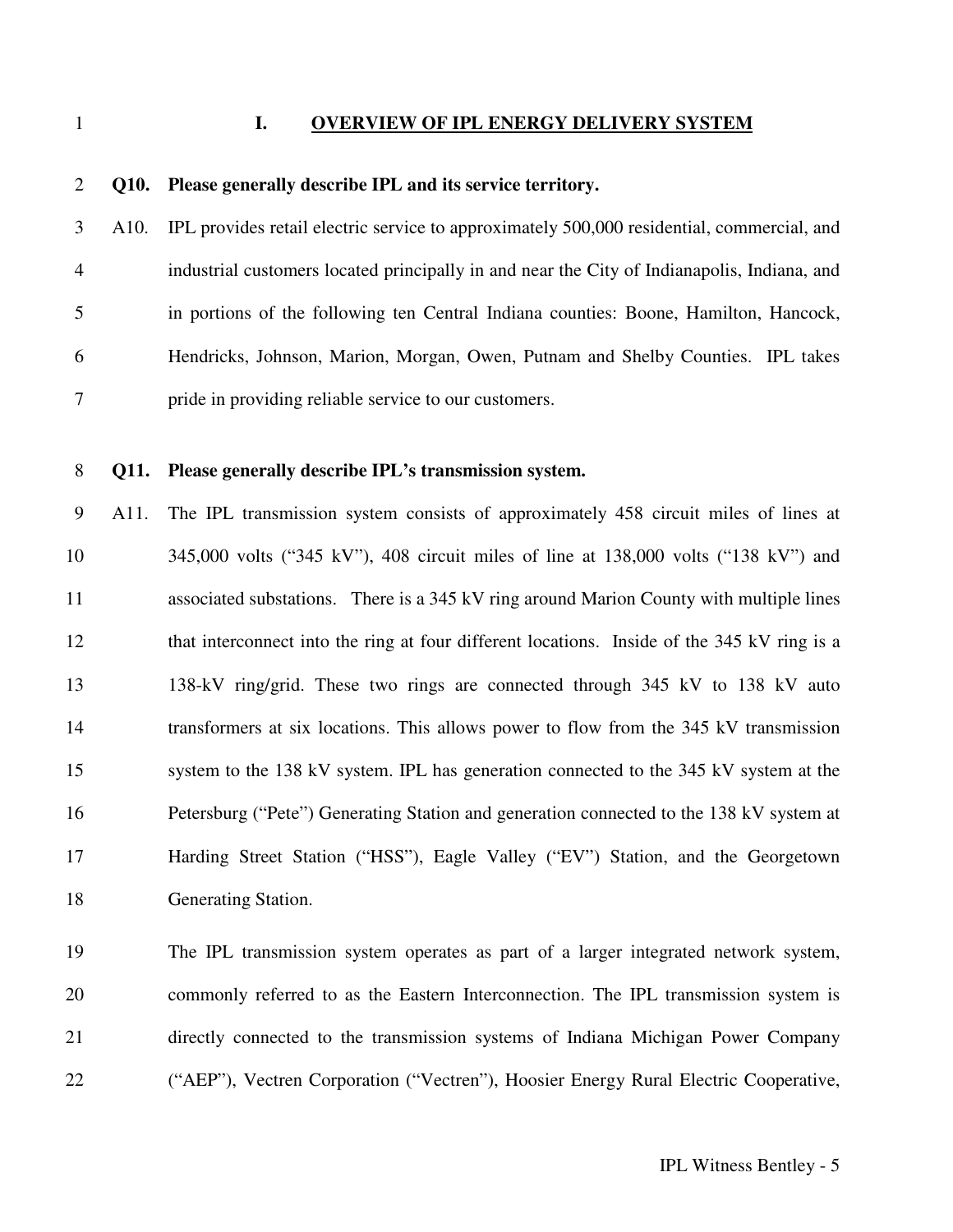## I. OVERVIEW OF IPL ENERGY DELIVERY SYSTEM

**Q10. Please generally describe IPL and its service territory.**

A10. IPL provides retail electric service to approximately 500,000 residential, commercial, and industrial customers located principally in and near the City of Indianapolis, Indiana, and in portions of the following ten Central Indiana counties: Boone, Hamilton, Hancock, Hendricks, Johnson, Marion, Morgan, Owen, Putnam and Shelby Counties. IPL takes pride in providing reliable service to our customers.

**Q11. Please generally describe IPL's transmission system.**

A11. The IPL transmission system consists of approximately 458 circuit miles of lines at 345,000 volts ("345 kV"), 408 circuit miles of line at 138,000 volts ("138 kV") and associated substations. There is a 345 kV ring around Marion County with multiple lines that interconnect into the ring at four different locations. Inside of the 345 kV ring is a 138-kV ring/grid. These two rings are connected through 345 kV to 138 kV auto transformers at six locations. This allows power to flow from the 345 kV transmission system to the 138 kV system. IPL has generation connected to the 345 kV system at the Petersburg ("Pete") Generating Station and generation connected to the 138 kV system at Harding Street Station ("HSS"), Eagle Valley ("EV") Station, and the Georgetown Generating Station.

The IPL transmission system operates as part of a larger integrated network system, commonly referred to as the Eastern Interconnection. The IPL transmission system is directly connected to the transmission systems of Indiana Michigan Power Company ("AEP"), Vectren Corporation ("Vectren"), Hoosier Energy Rural Electric Cooperative,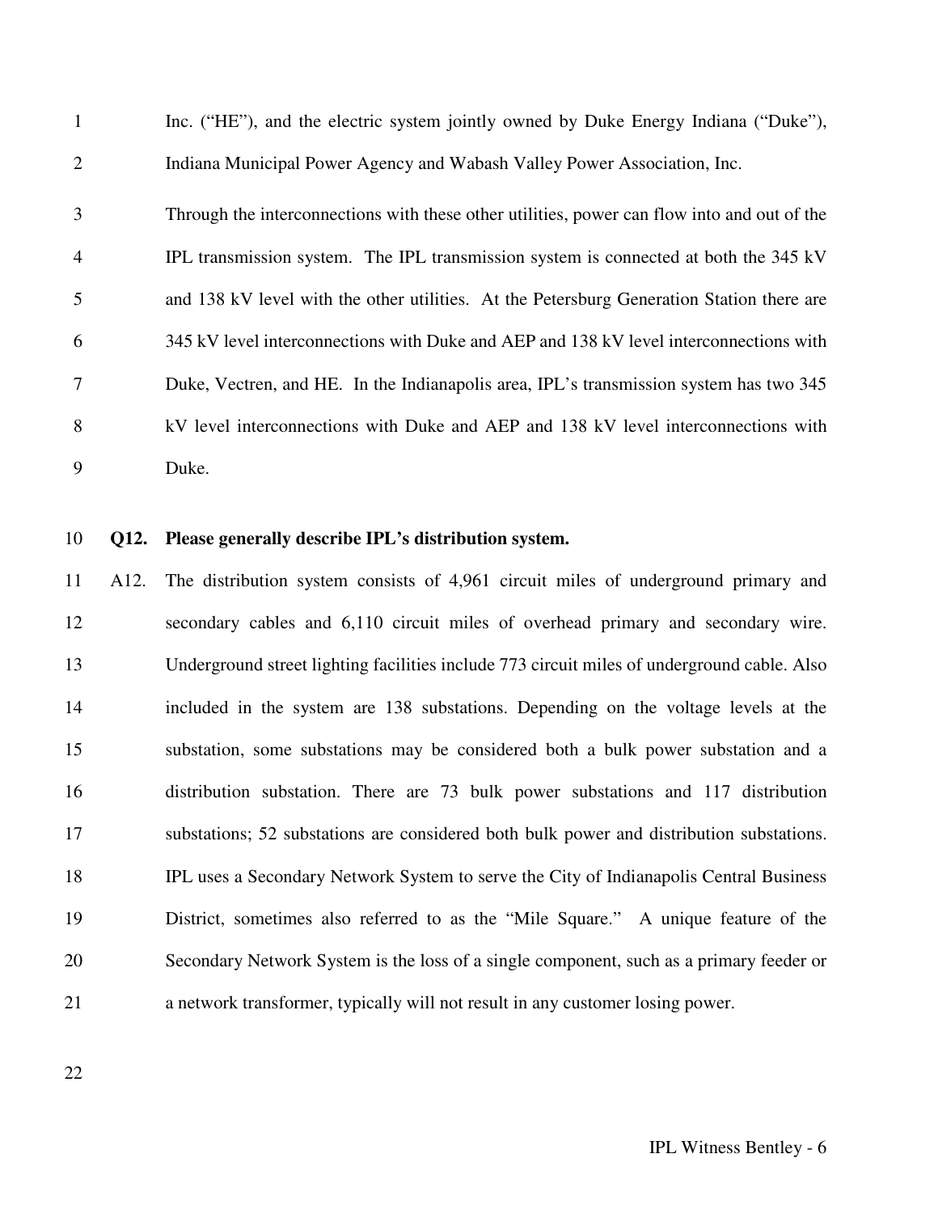Inc. ("HE"), and the electric system jointly owned by Duke Energy Indiana ("Duke"), Indiana Municipal Power Agency and Wabash Valley Power Association, Inc.

Through the interconnections with these other utilities, power can flow into and out of the IPL transmission system. The IPL transmission system is connected at both the 345 kV and 138 kV level with the other utilities. At the Petersburg Generation Station there are 345 kV level interconnections with Duke and AEP and 138 kV level interconnections with Duke, Vectren, and HE. In the Indianapolis area, IPL's transmission system has two 345 kV level interconnections with Duke and AEP and 138 kV level interconnections with Duke.

**Q12. Please generally describe IPL's distribution system.**

A12. The distribution system consists of 4,961 circuit miles of underground primary and secondary cables and 6,110 circuit miles of overhead primary and secondary wire. Underground street lighting facilities include 773 circuit miles of underground cable. Also included in the system are 138 substations. Depending on the voltage levels at the substation, some substations may be considered both a bulk power substation and a distribution substation. There are 73 bulk power substations and 117 distribution substations; 52 substations are considered both bulk power and distribution substations. IPL uses a Secondary Network System to serve the City of Indianapolis Central Business District, sometimes also referred to as the "Mile Square." A unique feature of the Secondary Network System is the loss of a single component, such as a primary feeder or a network transformer, typically will not result in any customer losing power.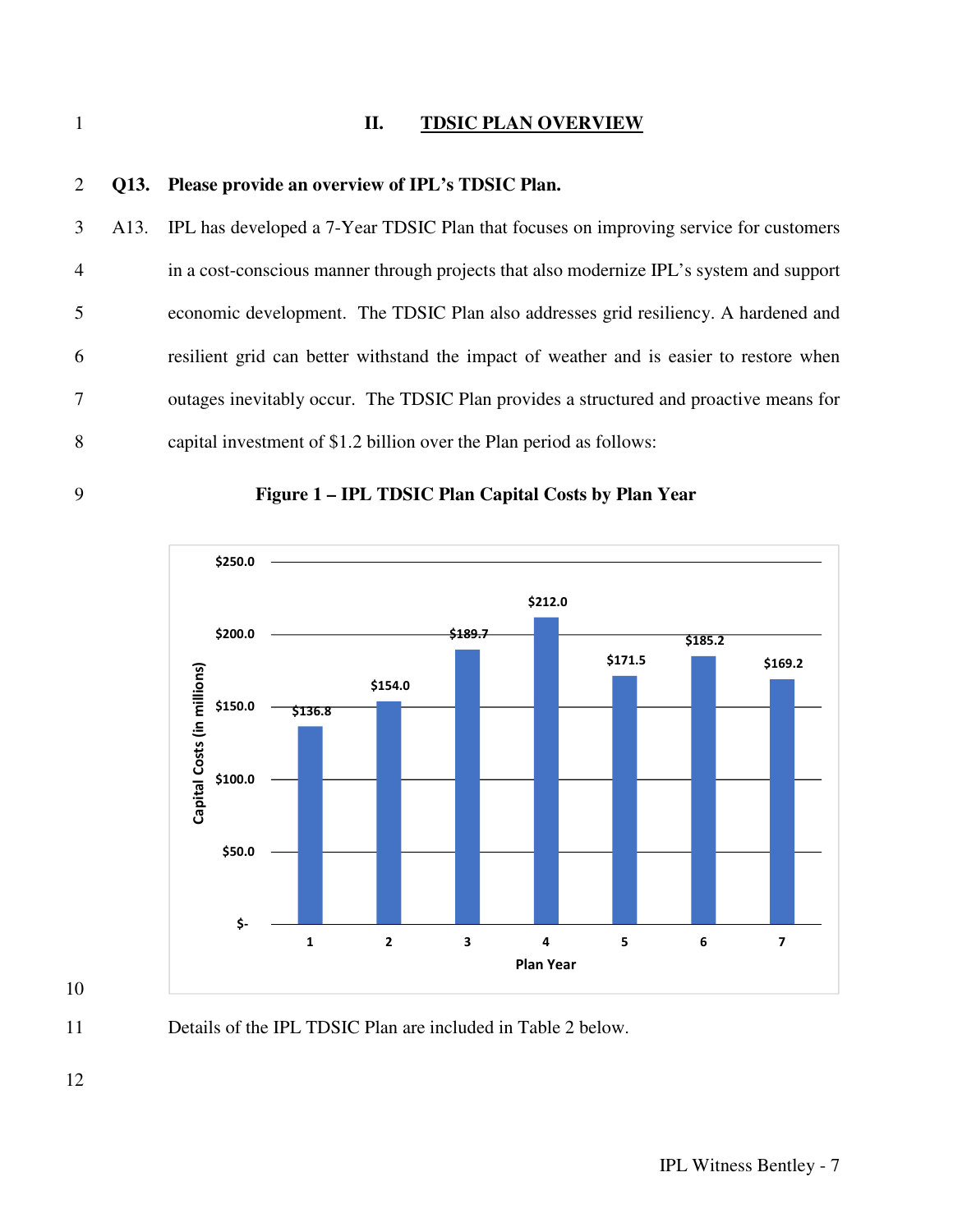## II. TDSIC PLAN OVERVIEW

**Q13. Please provide an overview of IPL's TDSIC Plan.**

A13. IPL has developed a 7-Year TDSIC Plan that focuses on improving service for customers in a cost-conscious manner through projects that also modernize IPL's system and support economic development. The TDSIC Plan also addresses grid resiliency. A hardened and resilient grid can better withstand the impact of weather and is easier to restore when outages inevitably occur. The TDSIC Plan provides a structured and proactive means for capital investment of $1.2 billion over the Plan period as follows:

**Figure 1 – IPL TDSIC Plan Capital Costs by Plan Year**

| Plan Year | Capital Costs (in millions) |
|---|---|
| 1 | $136.8 |
| 2 | $154.0 |
| 3 | $189.7 |
| 4 | $212.0 |
| 5 | $171.5 |
| 6 | $185.2 |
| 7 | $169.2 |

Details of the IPL TDSIC Plan are included in Table 2 below.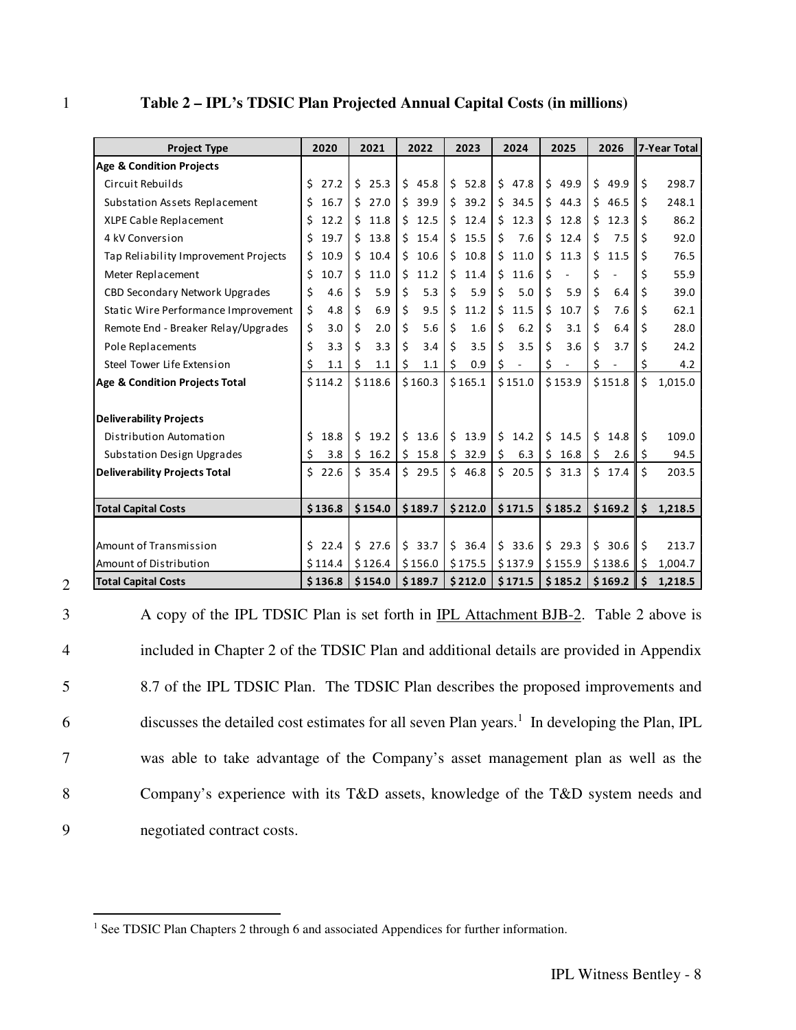**Table 2 – IPL's TDSIC Plan Projected Annual Capital Costs (in millions)**

| Project Type | 2020 | 2021 | 2022 | 2023 | 2024 | 2025 | 2026 | 7-Year Total |
|---|---|---|---|---|---|---|---|---|
| **Age & Condition Projects** | | | | | | | | |
| Circuit Rebuilds | $ 27.2 | $ 25.3 | $ 45.8 | $ 52.8 | $ 47.8 | $ 49.9 | $ 49.9 | $ 298.7 |
| Substation Assets Replacement | $ 16.7 | $ 27.0 | $ 39.9 | $ 39.2 | $ 34.5 | $ 44.3 | $ 46.5 | $ 248.1 |
| XLPE Cable Replacement | $ 12.2 | $ 11.8 | $ 12.5 | $ 12.4 | $ 12.3 | $ 12.8 | $ 12.3 | $ 86.2 |
| 4 kV Conversion | $ 19.7 | $ 13.8 | $ 15.4 | $ 15.5 | $ 7.6 | $ 12.4 | $ 7.5 | $ 92.0 |
| Tap Reliability Improvement Projects | $ 10.9 | $ 10.4 | $ 10.6 | $ 10.8 | $ 11.0 | $ 11.3 | $ 11.5 | $ 76.5 |
| Meter Replacement | $ 10.7 | $ 11.0 | $ 11.2 | $ 11.4 | $ 11.6 | $ - | $ - | $ 55.9 |
| CBD Secondary Network Upgrades | $ 4.6 | $ 5.9 | $ 5.3 | $ 5.9 | $ 5.0 | $ 5.9 | $ 6.4 | $ 39.0 |
| Static Wire Performance Improvement | $ 4.8 | $ 6.9 | $ 9.5 | $ 11.2 | $ 11.5 | $ 10.7 | $ 7.6 | $ 62.1 |
| Remote End - Breaker Relay/Upgrades | $ 3.0 | $ 2.0 | $ 5.6 | $ 1.6 | $ 6.2 | $ 3.1 | $ 6.4 | $ 28.0 |
| Pole Replacements | $ 3.3 | $ 3.3 | $ 3.4 | $ 3.5 | $ 3.5 | $ 3.6 | $ 3.7 | $ 24.2 |
| Steel Tower Life Extension | $ 1.1 | $ 1.1 | $ 1.1 | $ 0.9 | $ - | $ - | $ - | $ 4.2 |
| **Age & Condition Projects Total** | $ 114.2 | $ 118.6 | $ 160.3 | $ 165.1 | $ 151.0 | $ 153.9 | $ 151.8 | $ 1,015.0 |
| | | | | | | | | |
| **Deliverability Projects** | | | | | | | | |
| Distribution Automation | $ 18.8 | $ 19.2 | $ 13.6 | $ 13.9 | $ 14.2 | $ 14.5 | $ 14.8 | $ 109.0 |
| Substation Design Upgrades | $ 3.8 | $ 16.2 | $ 15.8 | $ 32.9 | $ 6.3 | $ 16.8 | $ 2.6 | $ 94.5 |
| **Deliverability Projects Total** | $ 22.6 | $ 35.4 | $ 29.5 | $ 46.8 | $ 20.5 | $ 31.3 | $ 17.4 | $ 203.5 |
| | | | | | | | | |
| **Total Capital Costs** | **$ 136.8** | **$ 154.0** | **$ 189.7** | **$ 212.0** | **$ 171.5** | **$ 185.2** | **$ 169.2** | **$ 1,218.5** |
| | | | | | | | | |
| Amount of Transmission | $ 22.4 | $ 27.6 | $ 33.7 | $ 36.4 | $ 33.6 | $ 29.3 | $ 30.6 | $ 213.7 |
| Amount of Distribution | $ 114.4 | $ 126.4 | $ 156.0 | $ 175.5 | $ 137.9 | $ 155.9 | $ 138.6 | $ 1,004.7 |
| **Total Capital Costs** | **$ 136.8** | **$ 154.0** | **$ 189.7** | **$ 212.0** | **$ 171.5** | **$ 185.2** | **$ 169.2** | **$ 1,218.5** |

A copy of the IPL TDSIC Plan is set forth in IPL Attachment BJB-2. Table 2 above is included in Chapter 2 of the TDSIC Plan and additional details are provided in Appendix 8.7 of the IPL TDSIC Plan. The TDSIC Plan describes the proposed improvements and discusses the detailed cost estimates for all seven Plan years.[1] In developing the Plan, IPL was able to take advantage of the Company's asset management plan as well as the Company's experience with its T&D assets, knowledge of the T&D system needs and negotiated contract costs.

[1] See TDSIC Plan Chapters 2 through 6 and associated Appendices for further information.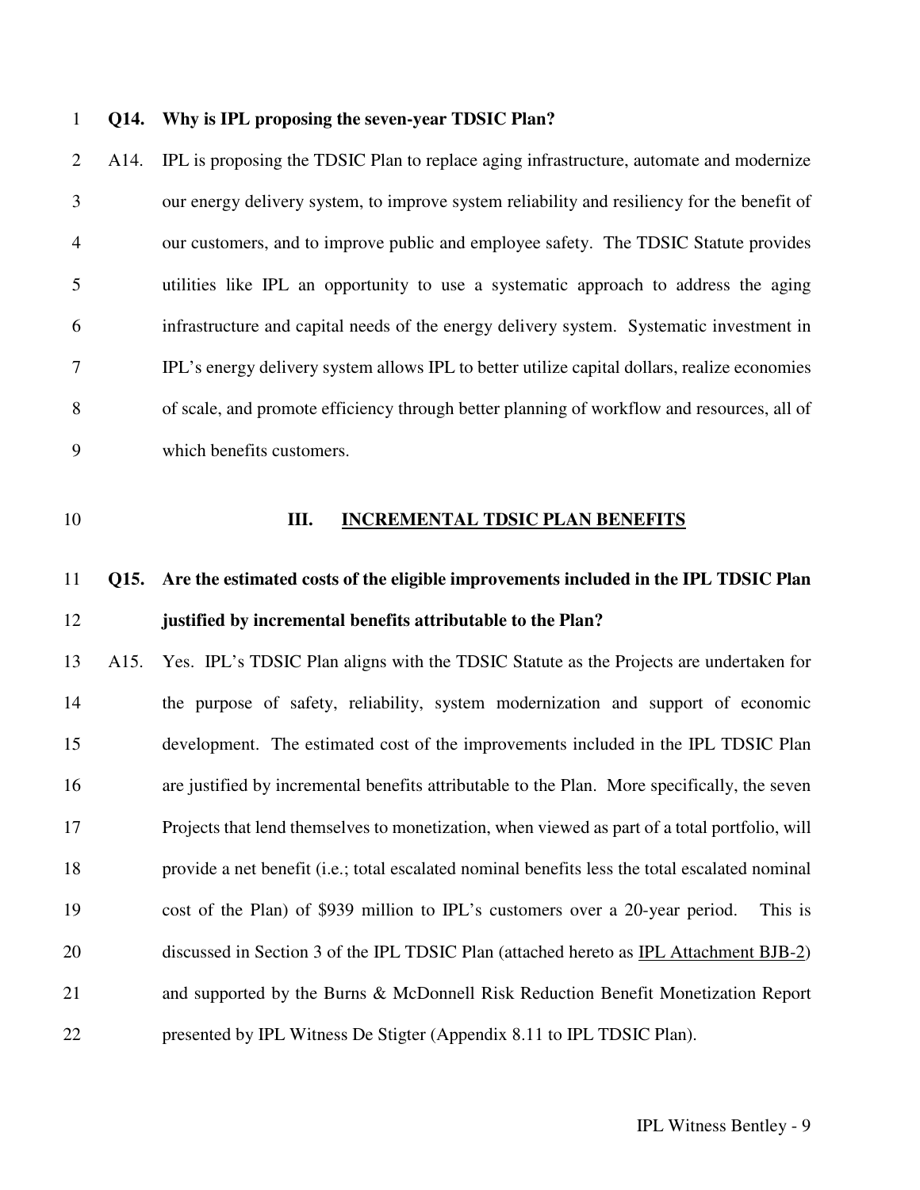**Q14. Why is IPL proposing the seven-year TDSIC Plan?**

A14. IPL is proposing the TDSIC Plan to replace aging infrastructure, automate and modernize our energy delivery system, to improve system reliability and resiliency for the benefit of our customers, and to improve public and employee safety. The TDSIC Statute provides utilities like IPL an opportunity to use a systematic approach to address the aging infrastructure and capital needs of the energy delivery system. Systematic investment in IPL's energy delivery system allows IPL to better utilize capital dollars, realize economies of scale, and promote efficiency through better planning of workflow and resources, all of which benefits customers.

## III. INCREMENTAL TDSIC PLAN BENEFITS

**Q15. Are the estimated costs of the eligible improvements included in the IPL TDSIC Plan justified by incremental benefits attributable to the Plan?**

A15. Yes. IPL's TDSIC Plan aligns with the TDSIC Statute as the Projects are undertaken for the purpose of safety, reliability, system modernization and support of economic development. The estimated cost of the improvements included in the IPL TDSIC Plan are justified by incremental benefits attributable to the Plan. More specifically, the seven Projects that lend themselves to monetization, when viewed as part of a total portfolio, will provide a net benefit (i.e.; total escalated nominal benefits less the total escalated nominal cost of the Plan) of $939 million to IPL's customers over a 20-year period. This is discussed in Section 3 of the IPL TDSIC Plan (attached hereto as IPL Attachment BJB-2) and supported by the Burns & McDonnell Risk Reduction Benefit Monetization Report presented by IPL Witness De Stigter (Appendix 8.11 to IPL TDSIC Plan).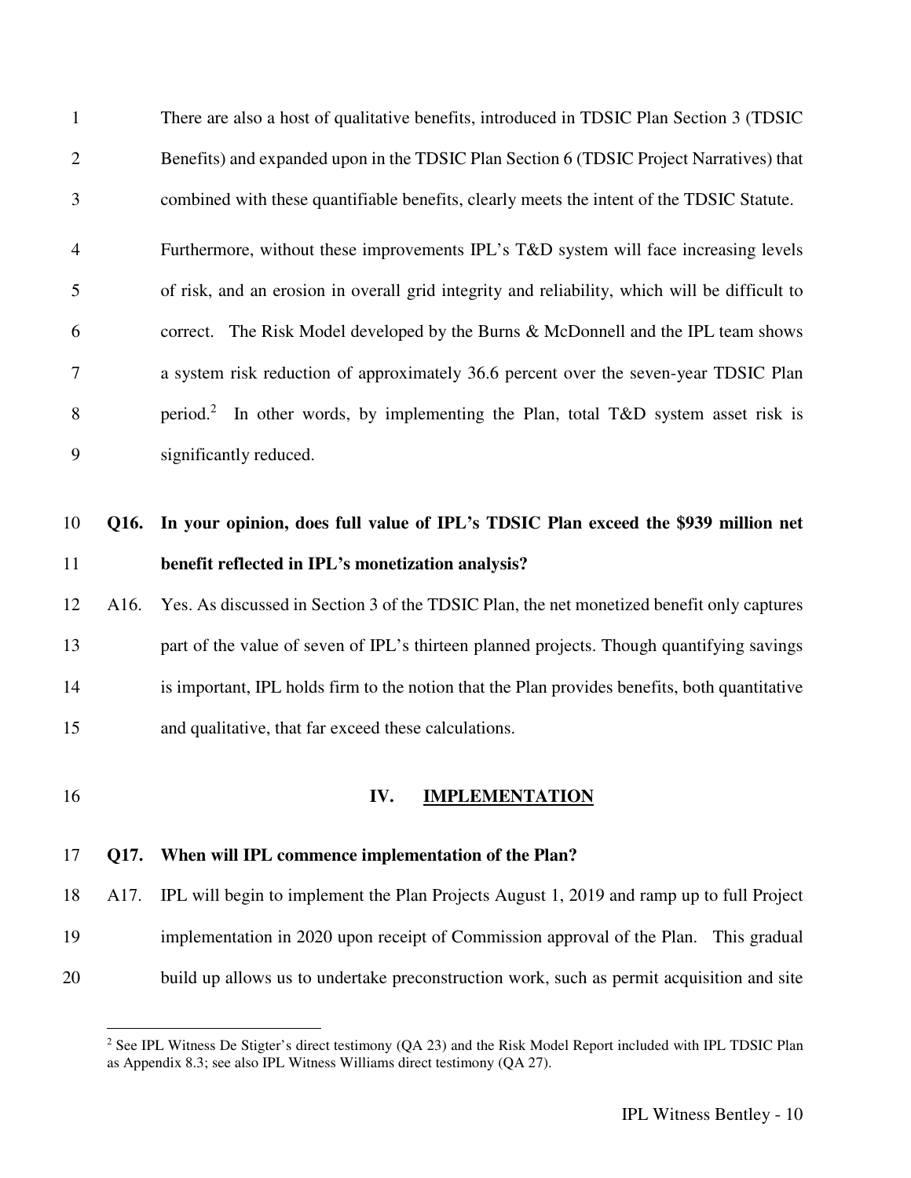There are also a host of qualitative benefits, introduced in TDSIC Plan Section 3 (TDSIC Benefits) and expanded upon in the TDSIC Plan Section 6 (TDSIC Project Narratives) that combined with these quantifiable benefits, clearly meets the intent of the TDSIC Statute.

Furthermore, without these improvements IPL's T&D system will face increasing levels of risk, and an erosion in overall grid integrity and reliability, which will be difficult to correct. The Risk Model developed by the Burns & McDonnell and the IPL team shows a system risk reduction of approximately 36.6 percent over the seven-year TDSIC Plan period.[2] In other words, by implementing the Plan, total T&D system asset risk is significantly reduced.

**Q16. In your opinion, does full value of IPL's TDSIC Plan exceed the $939 million net benefit reflected in IPL's monetization analysis?**

A16. Yes. As discussed in Section 3 of the TDSIC Plan, the net monetized benefit only captures part of the value of seven of IPL's thirteen planned projects. Though quantifying savings is important, IPL holds firm to the notion that the Plan provides benefits, both quantitative and qualitative, that far exceed these calculations.

## IV. IMPLEMENTATION

**Q17. When will IPL commence implementation of the Plan?**

A17. IPL will begin to implement the Plan Projects August 1, 2019 and ramp up to full Project implementation in 2020 upon receipt of Commission approval of the Plan. This gradual build up allows us to undertake preconstruction work, such as permit acquisition and site

[2] See IPL Witness De Stigter's direct testimony (QA 23) and the Risk Model Report included with IPL TDSIC Plan as Appendix 8.3; see also IPL Witness Williams direct testimony (QA 27).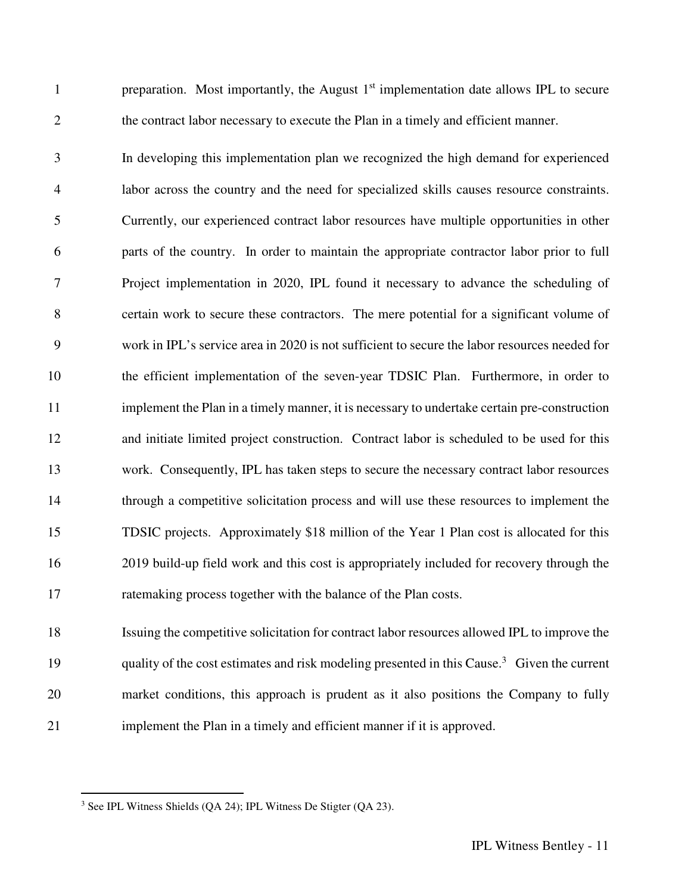preparation. Most importantly, the August 1st implementation date allows IPL to secure the contract labor necessary to execute the Plan in a timely and efficient manner.

In developing this implementation plan we recognized the high demand for experienced labor across the country and the need for specialized skills causes resource constraints. Currently, our experienced contract labor resources have multiple opportunities in other parts of the country. In order to maintain the appropriate contractor labor prior to full Project implementation in 2020, IPL found it necessary to advance the scheduling of certain work to secure these contractors. The mere potential for a significant volume of work in IPL's service area in 2020 is not sufficient to secure the labor resources needed for the efficient implementation of the seven-year TDSIC Plan. Furthermore, in order to implement the Plan in a timely manner, it is necessary to undertake certain pre-construction and initiate limited project construction. Contract labor is scheduled to be used for this work. Consequently, IPL has taken steps to secure the necessary contract labor resources through a competitive solicitation process and will use these resources to implement the TDSIC projects. Approximately $18 million of the Year 1 Plan cost is allocated for this 2019 build-up field work and this cost is appropriately included for recovery through the ratemaking process together with the balance of the Plan costs.

Issuing the competitive solicitation for contract labor resources allowed IPL to improve the quality of the cost estimates and risk modeling presented in this Cause.[3] Given the current market conditions, this approach is prudent as it also positions the Company to fully implement the Plan in a timely and efficient manner if it is approved.

[3] See IPL Witness Shields (QA 24); IPL Witness De Stigter (QA 23).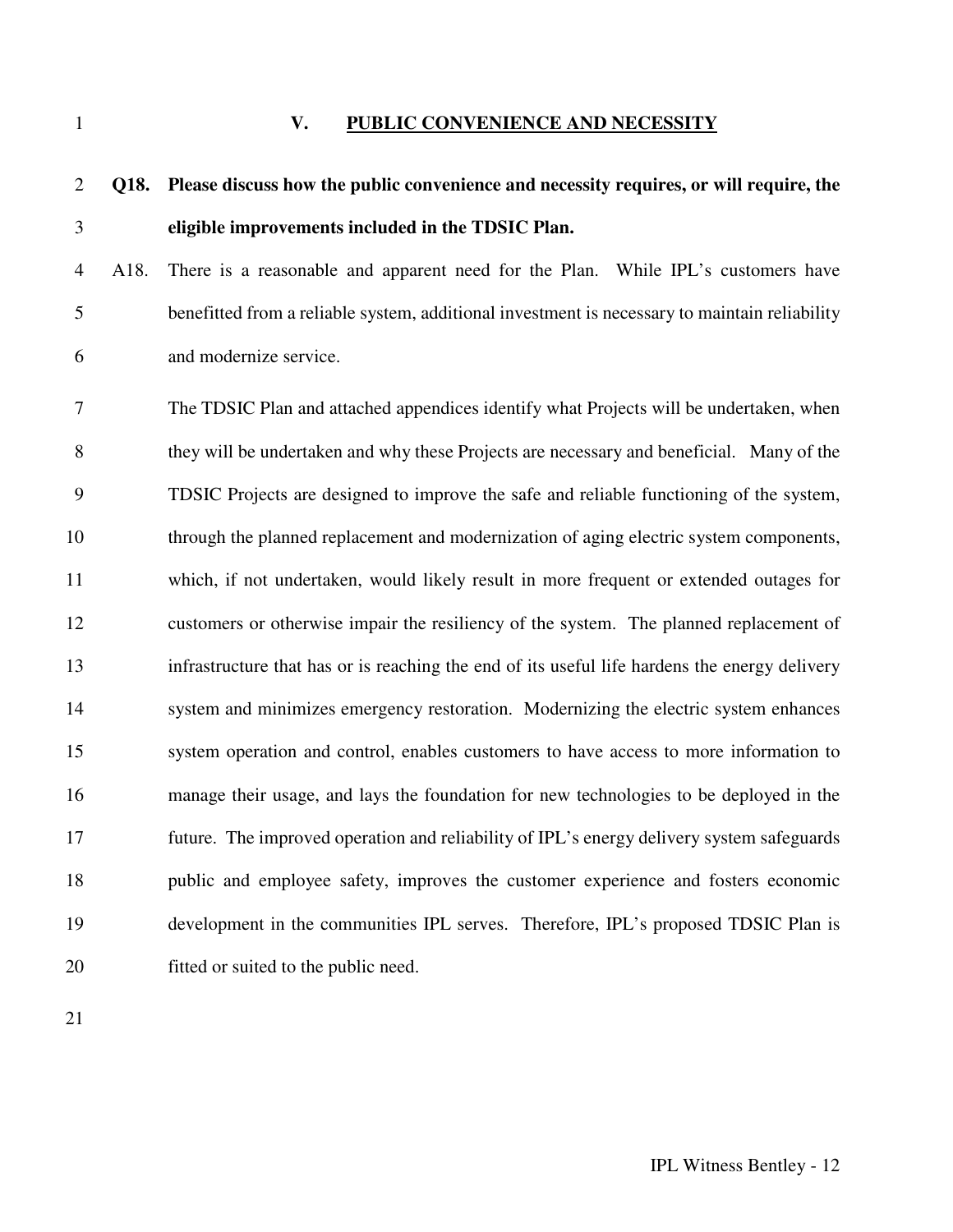## V. PUBLIC CONVENIENCE AND NECESSITY

**Q18. Please discuss how the public convenience and necessity requires, or will require, the eligible improvements included in the TDSIC Plan.**

A18. There is a reasonable and apparent need for the Plan. While IPL's customers have benefitted from a reliable system, additional investment is necessary to maintain reliability and modernize service.

The TDSIC Plan and attached appendices identify what Projects will be undertaken, when they will be undertaken and why these Projects are necessary and beneficial. Many of the TDSIC Projects are designed to improve the safe and reliable functioning of the system, through the planned replacement and modernization of aging electric system components, which, if not undertaken, would likely result in more frequent or extended outages for customers or otherwise impair the resiliency of the system. The planned replacement of infrastructure that has or is reaching the end of its useful life hardens the energy delivery system and minimizes emergency restoration. Modernizing the electric system enhances system operation and control, enables customers to have access to more information to manage their usage, and lays the foundation for new technologies to be deployed in the future. The improved operation and reliability of IPL's energy delivery system safeguards public and employee safety, improves the customer experience and fosters economic development in the communities IPL serves. Therefore, IPL's proposed TDSIC Plan is fitted or suited to the public need.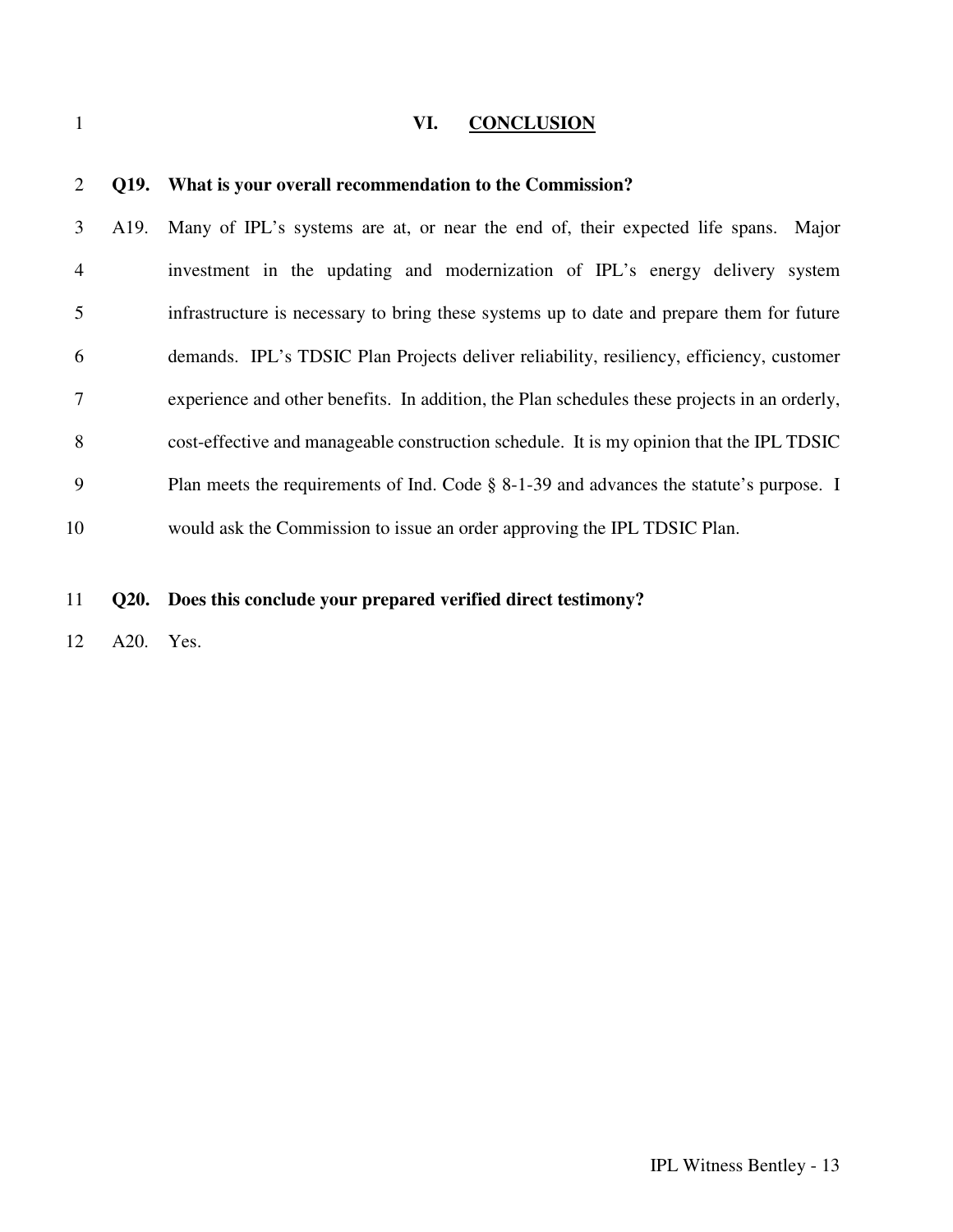## VI. CONCLUSION

**Q19. What is your overall recommendation to the Commission?**

A19. Many of IPL's systems are at, or near the end of, their expected life spans. Major investment in the updating and modernization of IPL's energy delivery system infrastructure is necessary to bring these systems up to date and prepare them for future demands. IPL's TDSIC Plan Projects deliver reliability, resiliency, efficiency, customer experience and other benefits. In addition, the Plan schedules these projects in an orderly, cost-effective and manageable construction schedule. It is my opinion that the IPL TDSIC Plan meets the requirements of Ind. Code § 8-1-39 and advances the statute's purpose. I would ask the Commission to issue an order approving the IPL TDSIC Plan.

**Q20. Does this conclude your prepared verified direct testimony?**

A20. Yes.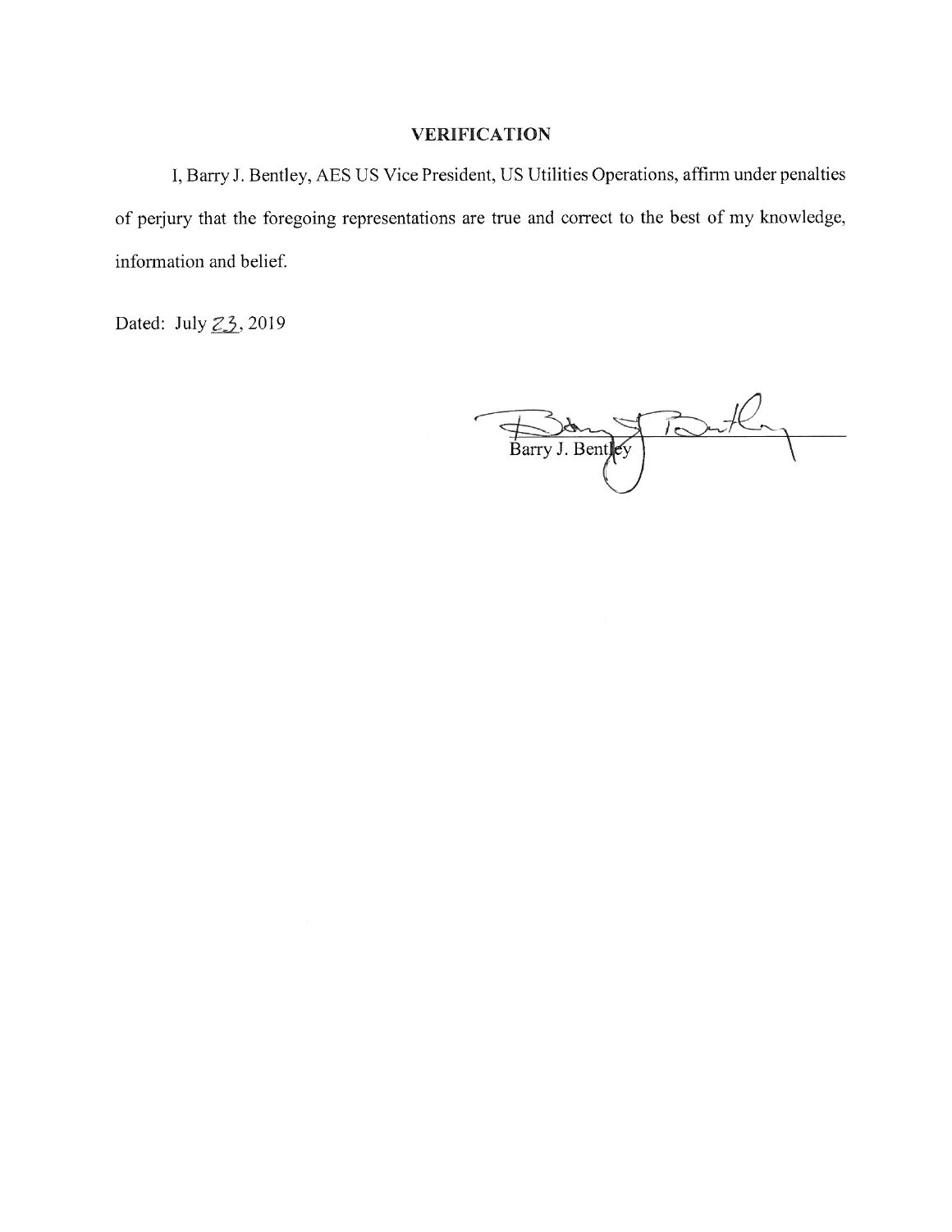## VERIFICATION

I, Barry J. Bentley, AES US Vice President, US Utilities Operations, affirm under penalties of perjury that the foregoing representations are true and correct to the best of my knowledge, information and belief.

Dated: July 23, 2019

Barry J. Bentley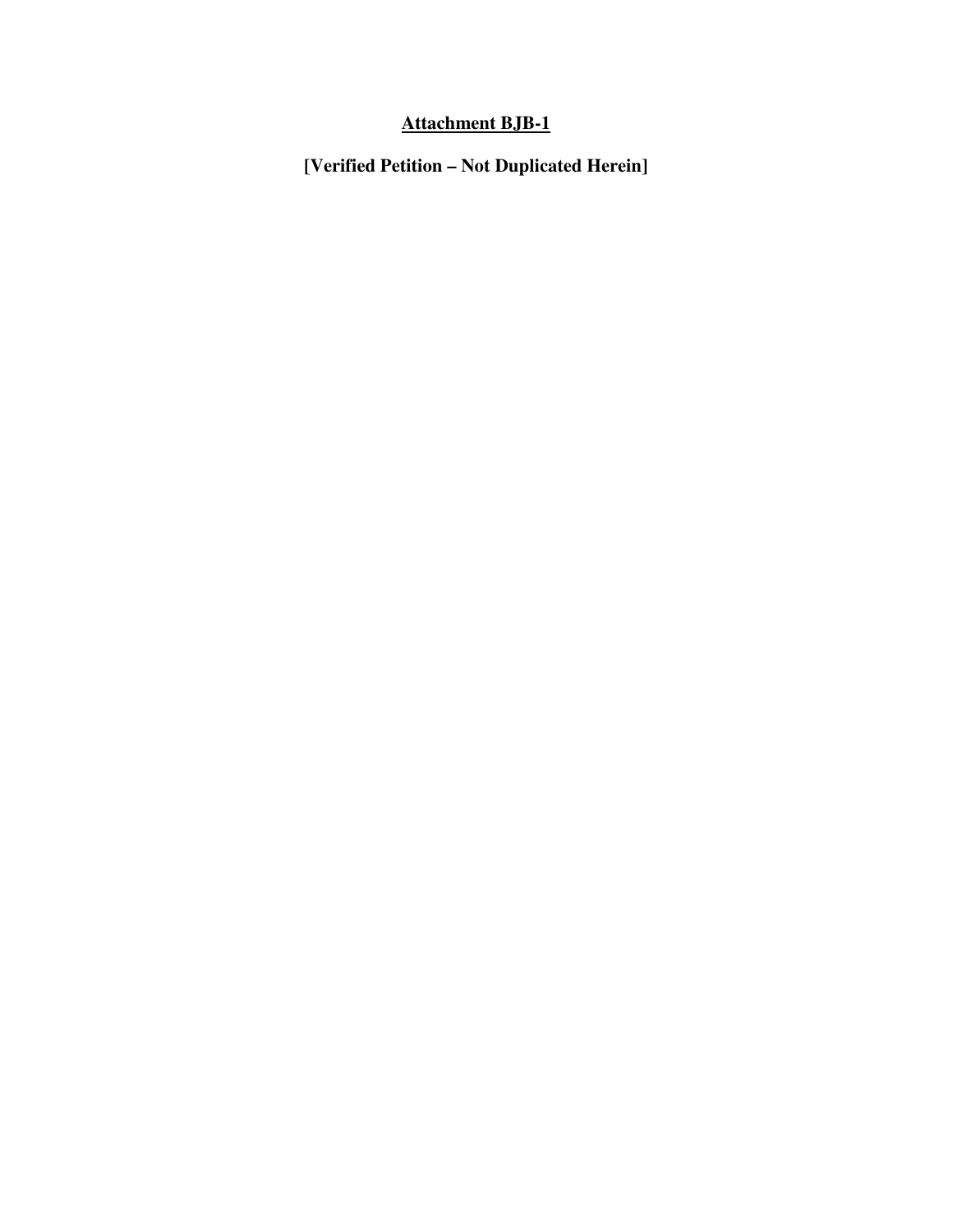**<u>Attachment BJB-1</u>**

**[Verified Petition – Not Duplicated Herein]**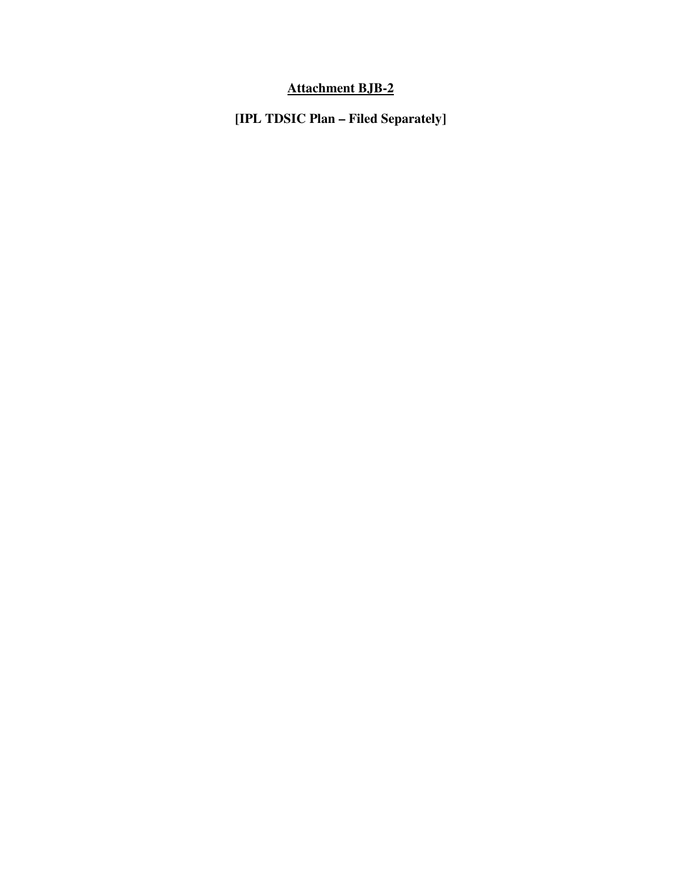**Attachment BJB-2**

**[IPL TDSIC Plan – Filed Separately]**